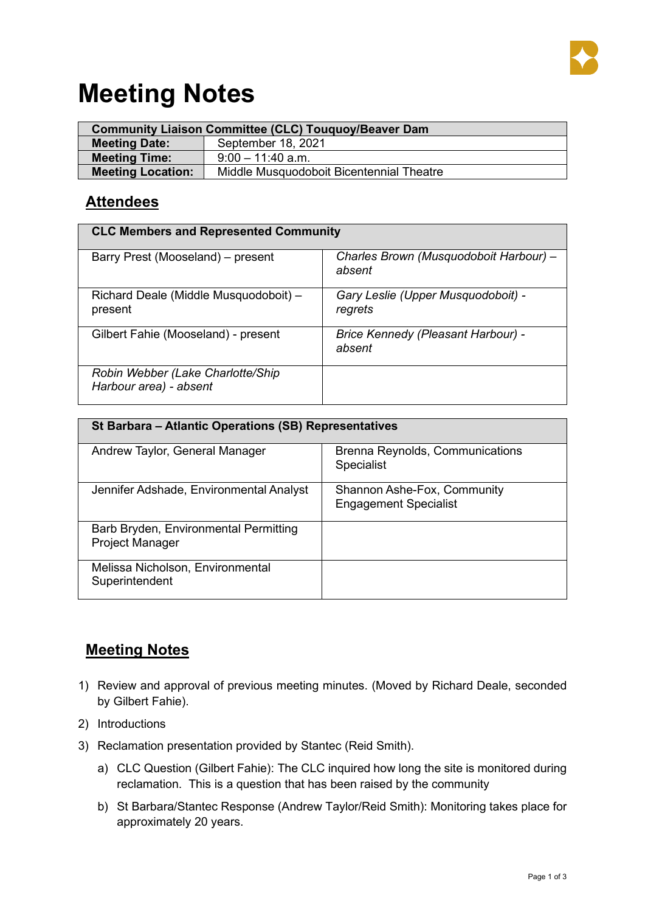# Meeting Notes

| Community Liaison Committee (CLC) Touquoy/Beaver Dam | |
|---|---|
| **Meeting Date:** | September 18, 2021 |
| **Meeting Time:** | 9:00 – 11:40 a.m. |
| **Meeting Location:** | Middle Musquodoboit Bicentennial Theatre |

## Attendees

| CLC Members and Represented Community | |
|---|---|
| Barry Prest (Mooseland) – present | *Charles Brown (Musquodoboit Harbour) – absent* |
| Richard Deale (Middle Musquodoboit) – present | *Gary Leslie (Upper Musquodoboit) - regrets* |
| Gilbert Fahie (Mooseland) - present | *Brice Kennedy (Pleasant Harbour) - absent* |
| *Robin Webber (Lake Charlotte/Ship Harbour area) - absent* | |

| St Barbara – Atlantic Operations (SB) Representatives | |
|---|---|
| Andrew Taylor, General Manager | Brenna Reynolds, Communications Specialist |
| Jennifer Adshade, Environmental Analyst | Shannon Ashe-Fox, Community Engagement Specialist |
| Barb Bryden, Environmental Permitting Project Manager | |
| Melissa Nicholson, Environmental Superintendent | |

## Meeting Notes

1) Review and approval of previous meeting minutes. (Moved by Richard Deale, seconded by Gilbert Fahie).
2) Introductions
3) Reclamation presentation provided by Stantec (Reid Smith).
   a) CLC Question (Gilbert Fahie): The CLC inquired how long the site is monitored during reclamation. This is a question that has been raised by the community
   b) St Barbara/Stantec Response (Andrew Taylor/Reid Smith): Monitoring takes place for approximately 20 years.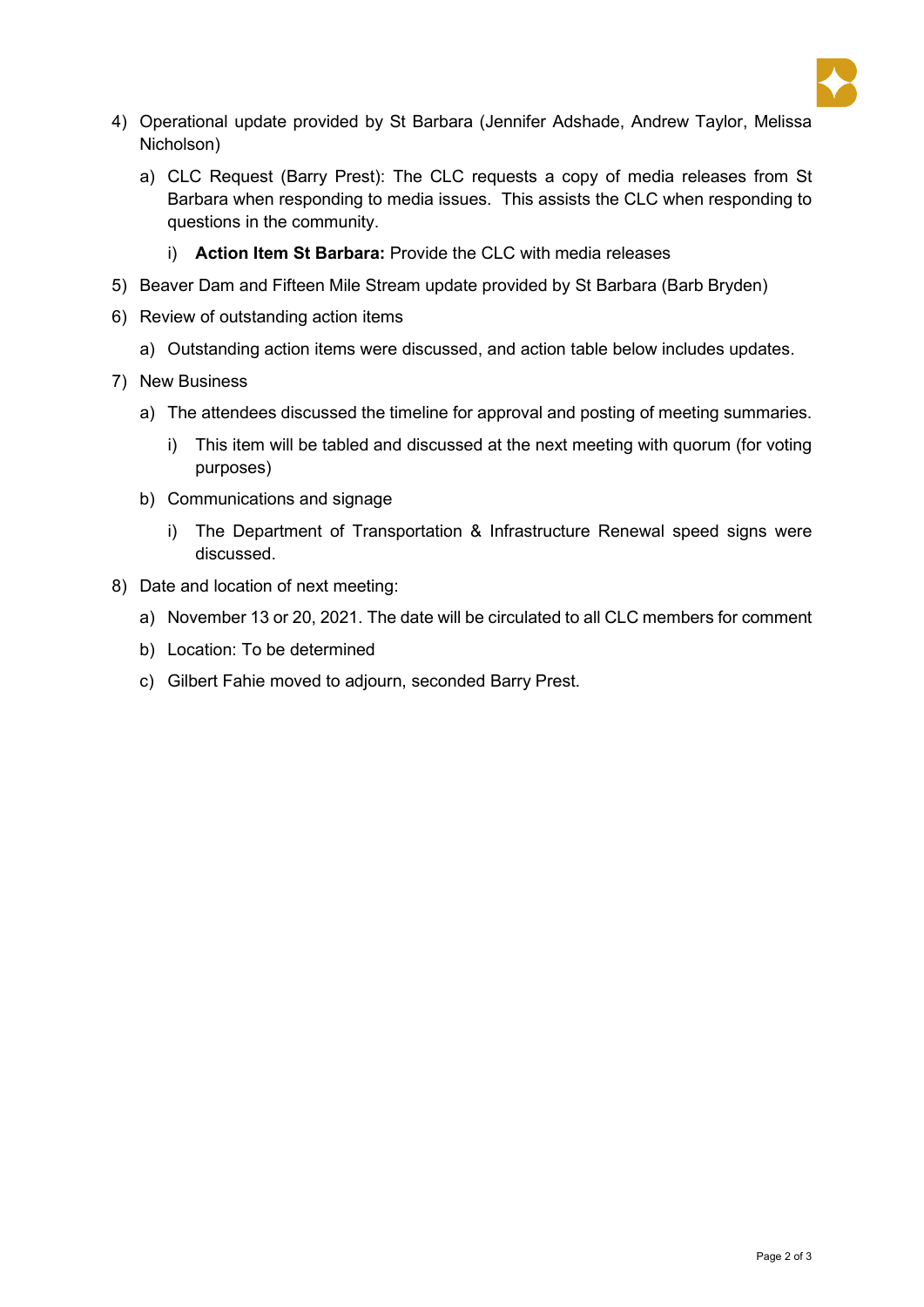4) Operational update provided by St Barbara (Jennifer Adshade, Andrew Taylor, Melissa Nicholson)

   a) CLC Request (Barry Prest): The CLC requests a copy of media releases from St Barbara when responding to media issues. This assists the CLC when responding to questions in the community.

      i) **Action Item St Barbara:** Provide the CLC with media releases

5) Beaver Dam and Fifteen Mile Stream update provided by St Barbara (Barb Bryden)

6) Review of outstanding action items

   a) Outstanding action items were discussed, and action table below includes updates.

7) New Business

   a) The attendees discussed the timeline for approval and posting of meeting summaries.

      i) This item will be tabled and discussed at the next meeting with quorum (for voting purposes)

   b) Communications and signage

      i) The Department of Transportation & Infrastructure Renewal speed signs were discussed.

8) Date and location of next meeting:

   a) November 13 or 20, 2021. The date will be circulated to all CLC members for comment

   b) Location: To be determined

   c) Gilbert Fahie moved to adjourn, seconded Barry Prest.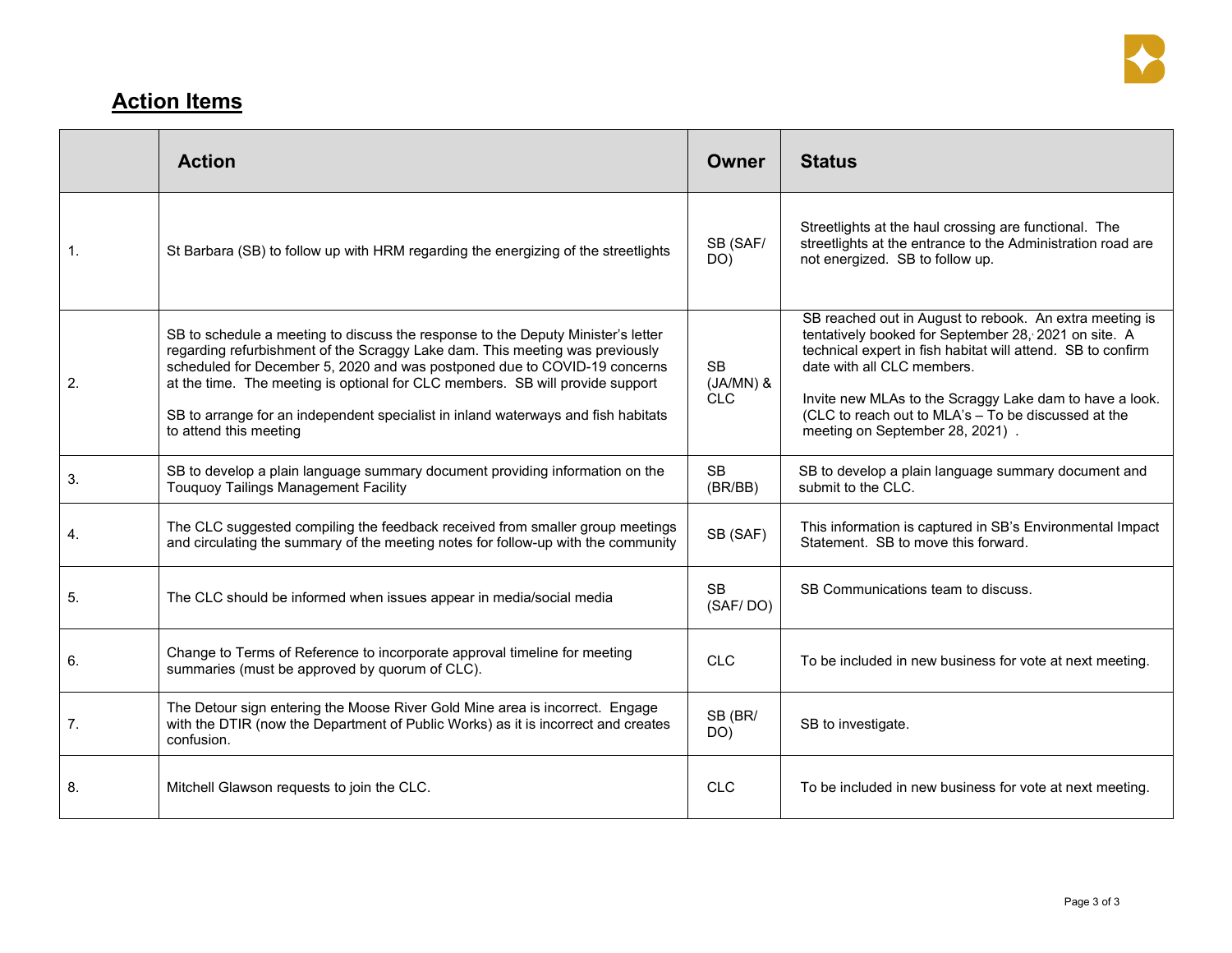## **Action Items**

| | Action | Owner | Status |
|---|---|---|---|
| 1. | St Barbara (SB) to follow up with HRM regarding the energizing of the streetlights | SB (SAF/ DO) | Streetlights at the haul crossing are functional. The streetlights at the entrance to the Administration road are not energized. SB to follow up. |
| 2. | SB to schedule a meeting to discuss the response to the Deputy Minister's letter regarding refurbishment of the Scraggy Lake dam. This meeting was previously scheduled for December 5, 2020 and was postponed due to COVID-19 concerns at the time. The meeting is optional for CLC members. SB will provide support<br><br>SB to arrange for an independent specialist in inland waterways and fish habitats to attend this meeting | SB (JA/MN) & CLC | SB reached out in August to rebook. An extra meeting is tentatively booked for September 28, 2021 on site. A technical expert in fish habitat will attend. SB to confirm date with all CLC members.<br><br>Invite new MLAs to the Scraggy Lake dam to have a look. (CLC to reach out to MLA's – To be discussed at the meeting on September 28, 2021) . |
| 3. | SB to develop a plain language summary document providing information on the Touquoy Tailings Management Facility | SB (BR/BB) | SB to develop a plain language summary document and submit to the CLC. |
| 4. | The CLC suggested compiling the feedback received from smaller group meetings and circulating the summary of the meeting notes for follow-up with the community | SB (SAF) | This information is captured in SB's Environmental Impact Statement. SB to move this forward. |
| 5. | The CLC should be informed when issues appear in media/social media | SB (SAF/ DO) | SB Communications team to discuss. |
| 6. | Change to Terms of Reference to incorporate approval timeline for meeting summaries (must be approved by quorum of CLC). | CLC | To be included in new business for vote at next meeting. |
| 7. | The Detour sign entering the Moose River Gold Mine area is incorrect. Engage with the DTIR (now the Department of Public Works) as it is incorrect and creates confusion. | SB (BR/ DO) | SB to investigate. |
| 8. | Mitchell Glawson requests to join the CLC. | CLC | To be included in new business for vote at next meeting. |